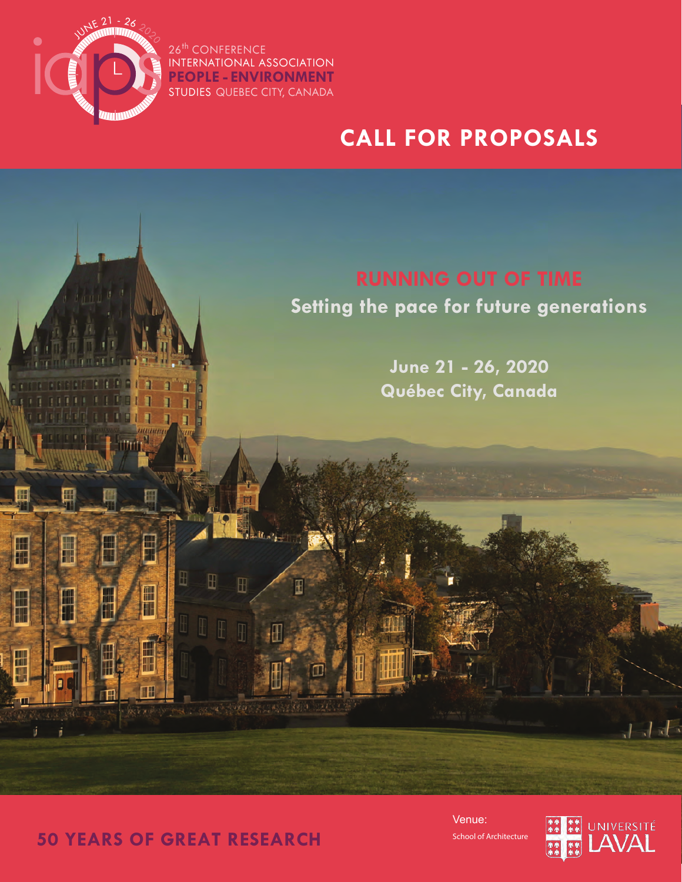JUNE 21 - 26 2020

26th CONFERENCE
INTERNATIONAL ASSOCIATION
**PEOPLE - ENVIRONMENT**
STUDIES QUEBEC CITY, CANADA

# CALL FOR PROPOSALS

## RUNNING OUT OF TIME

**Setting the pace for future generations**

**June 21 - 26, 2020**
**Québec City, Canada**

**50 YEARS OF GREAT RESEARCH**

Venue:
School of Architecture

UNIVERSITÉ LAVAL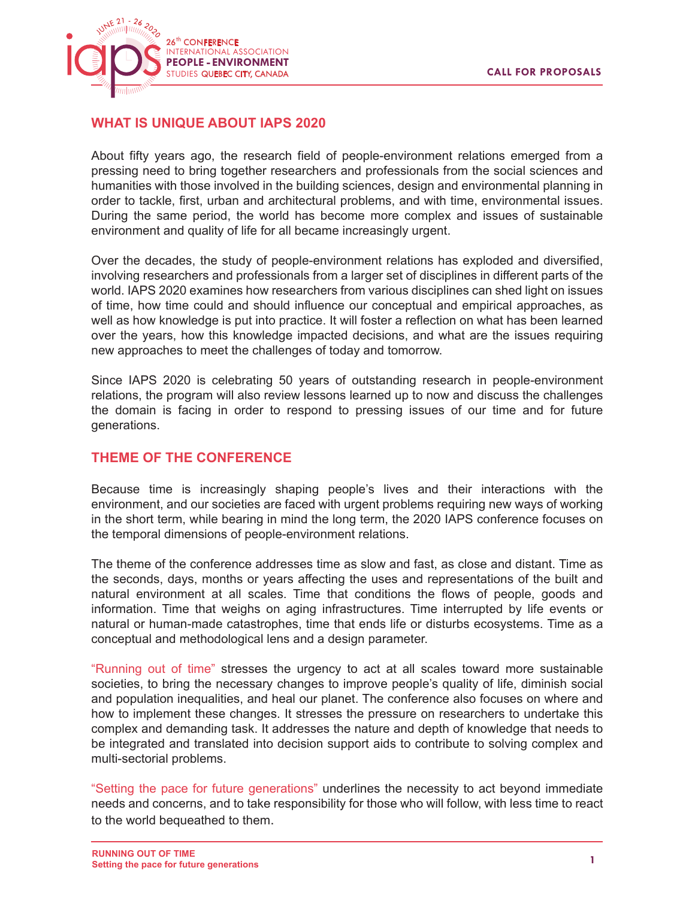## WHAT IS UNIQUE ABOUT IAPS 2020

About fifty years ago, the research field of people-environment relations emerged from a pressing need to bring together researchers and professionals from the social sciences and humanities with those involved in the building sciences, design and environmental planning in order to tackle, first, urban and architectural problems, and with time, environmental issues. During the same period, the world has become more complex and issues of sustainable environment and quality of life for all became increasingly urgent.

Over the decades, the study of people-environment relations has exploded and diversified, involving researchers and professionals from a larger set of disciplines in different parts of the world. IAPS 2020 examines how researchers from various disciplines can shed light on issues of time, how time could and should influence our conceptual and empirical approaches, as well as how knowledge is put into practice. It will foster a reflection on what has been learned over the years, how this knowledge impacted decisions, and what are the issues requiring new approaches to meet the challenges of today and tomorrow.

Since IAPS 2020 is celebrating 50 years of outstanding research in people-environment relations, the program will also review lessons learned up to now and discuss the challenges the domain is facing in order to respond to pressing issues of our time and for future generations.

## THEME OF THE CONFERENCE

Because time is increasingly shaping people's lives and their interactions with the environment, and our societies are faced with urgent problems requiring new ways of working in the short term, while bearing in mind the long term, the 2020 IAPS conference focuses on the temporal dimensions of people-environment relations.

The theme of the conference addresses time as slow and fast, as close and distant. Time as the seconds, days, months or years affecting the uses and representations of the built and natural environment at all scales. Time that conditions the flows of people, goods and information. Time that weighs on aging infrastructures. Time interrupted by life events or natural or human-made catastrophes, time that ends life or disturbs ecosystems. Time as a conceptual and methodological lens and a design parameter.

"Running out of time" stresses the urgency to act at all scales toward more sustainable societies, to bring the necessary changes to improve people's quality of life, diminish social and population inequalities, and heal our planet. The conference also focuses on where and how to implement these changes. It stresses the pressure on researchers to undertake this complex and demanding task. It addresses the nature and depth of knowledge that needs to be integrated and translated into decision support aids to contribute to solving complex and multi-sectorial problems.

"Setting the pace for future generations" underlines the necessity to act beyond immediate needs and concerns, and to take responsibility for those who will follow, with less time to react to the world bequeathed to them.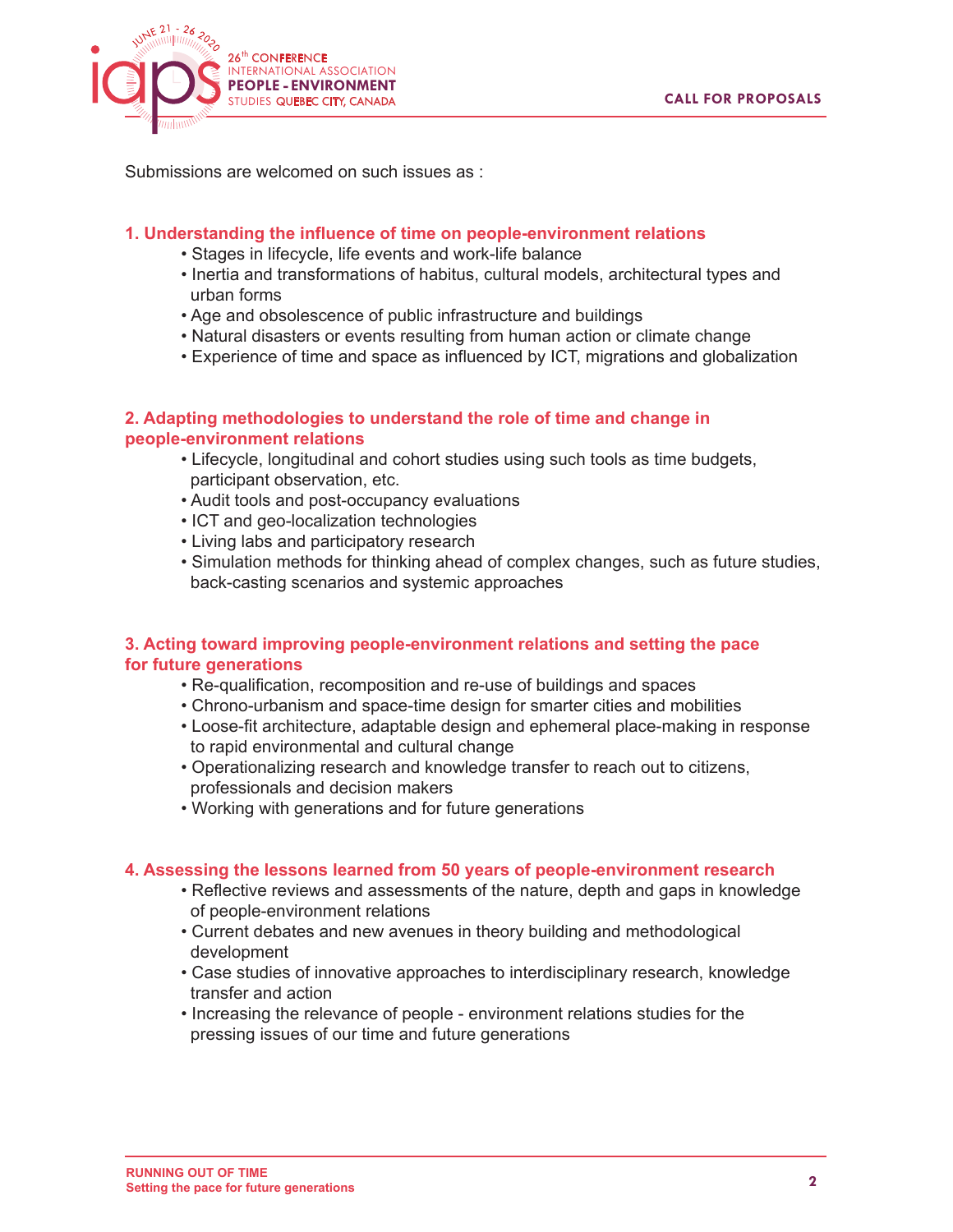Submissions are welcomed on such issues as :

### 1. Understanding the influence of time on people-environment relations

- Stages in lifecycle, life events and work-life balance
- Inertia and transformations of habitus, cultural models, architectural types and urban forms
- Age and obsolescence of public infrastructure and buildings
- Natural disasters or events resulting from human action or climate change
- Experience of time and space as influenced by ICT, migrations and globalization

### 2. Adapting methodologies to understand the role of time and change in people-environment relations

- Lifecycle, longitudinal and cohort studies using such tools as time budgets, participant observation, etc.
- Audit tools and post-occupancy evaluations
- ICT and geo-localization technologies
- Living labs and participatory research
- Simulation methods for thinking ahead of complex changes, such as future studies, back-casting scenarios and systemic approaches

### 3. Acting toward improving people-environment relations and setting the pace for future generations

- Re-qualification, recomposition and re-use of buildings and spaces
- Chrono-urbanism and space-time design for smarter cities and mobilities
- Loose-fit architecture, adaptable design and ephemeral place-making in response to rapid environmental and cultural change
- Operationalizing research and knowledge transfer to reach out to citizens, professionals and decision makers
- Working with generations and for future generations

### 4. Assessing the lessons learned from 50 years of people-environment research

- Reflective reviews and assessments of the nature, depth and gaps in knowledge of people-environment relations
- Current debates and new avenues in theory building and methodological development
- Case studies of innovative approaches to interdisciplinary research, knowledge transfer and action
- Increasing the relevance of people - environment relations studies for the pressing issues of our time and future generations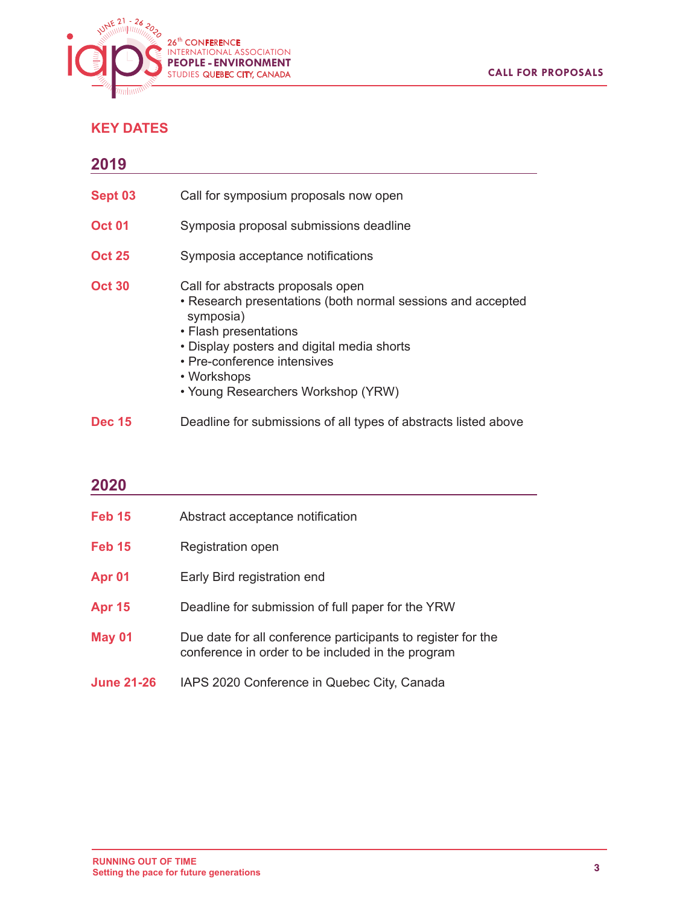## KEY DATES

### 2019

| | |
|---|---|
| **Sept 03** | Call for symposium proposals now open |
| **Oct 01** | Symposia proposal submissions deadline |
| **Oct 25** | Symposia acceptance notifications |
| **Oct 30** | Call for abstracts proposals open<br>• Research presentations (both normal sessions and accepted symposia)<br>• Flash presentations<br>• Display posters and digital media shorts<br>• Pre-conference intensives<br>• Workshops<br>• Young Researchers Workshop (YRW) |
| **Dec 15** | Deadline for submissions of all types of abstracts listed above |

### 2020

| | |
|---|---|
| **Feb 15** | Abstract acceptance notification |
| **Feb 15** | Registration open |
| **Apr 01** | Early Bird registration end |
| **Apr 15** | Deadline for submission of full paper for the YRW |
| **May 01** | Due date for all conference participants to register for the conference in order to be included in the program |
| **June 21-26** | IAPS 2020 Conference in Quebec City, Canada |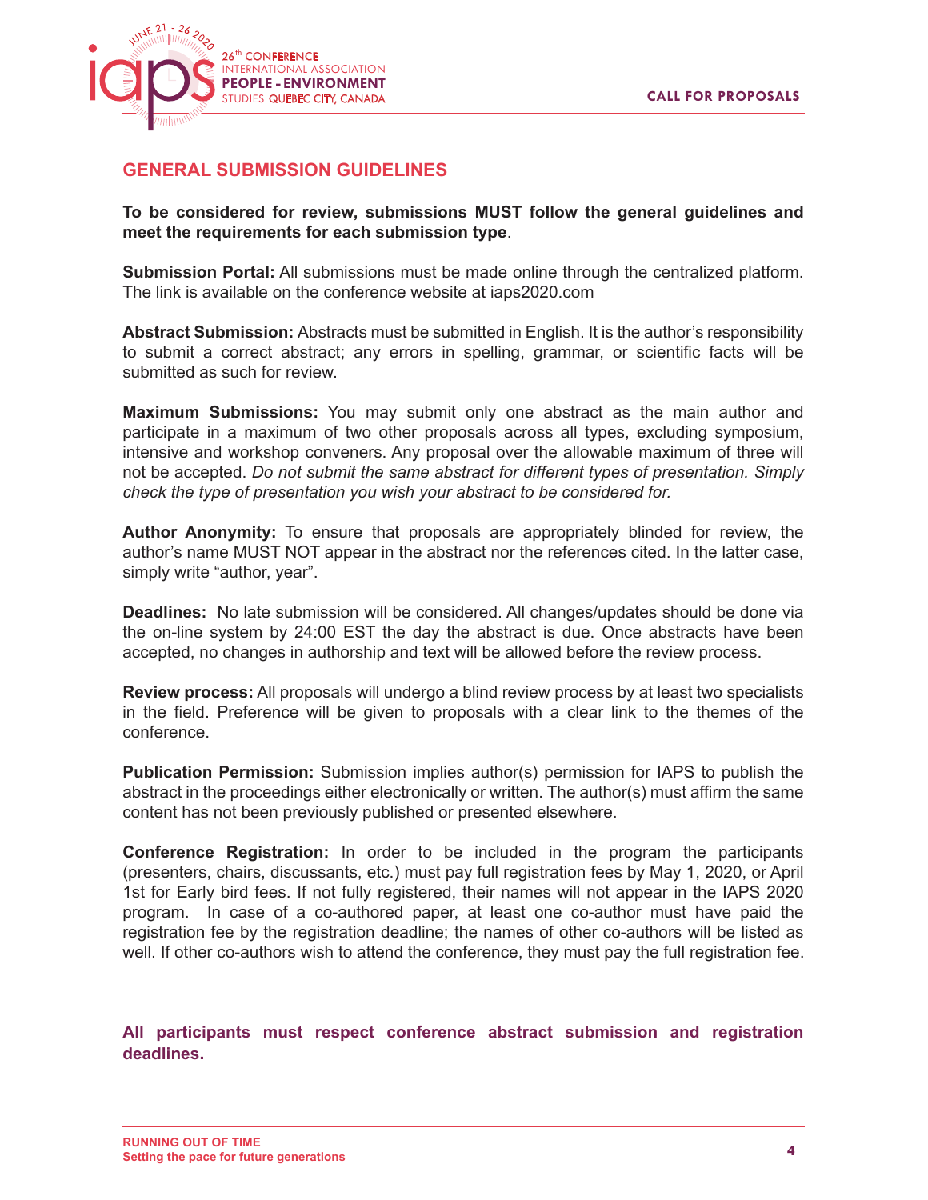## GENERAL SUBMISSION GUIDELINES

**To be considered for review, submissions MUST follow the general guidelines and meet the requirements for each submission type**.

**Submission Portal:** All submissions must be made online through the centralized platform. The link is available on the conference website at iaps2020.com

**Abstract Submission:** Abstracts must be submitted in English. It is the author's responsibility to submit a correct abstract; any errors in spelling, grammar, or scientific facts will be submitted as such for review.

**Maximum Submissions:** You may submit only one abstract as the main author and participate in a maximum of two other proposals across all types, excluding symposium, intensive and workshop conveners. Any proposal over the allowable maximum of three will not be accepted. *Do not submit the same abstract for different types of presentation. Simply check the type of presentation you wish your abstract to be considered for.*

**Author Anonymity:** To ensure that proposals are appropriately blinded for review, the author's name MUST NOT appear in the abstract nor the references cited. In the latter case, simply write "author, year".

**Deadlines:** No late submission will be considered. All changes/updates should be done via the on-line system by 24:00 EST the day the abstract is due. Once abstracts have been accepted, no changes in authorship and text will be allowed before the review process.

**Review process:** All proposals will undergo a blind review process by at least two specialists in the field. Preference will be given to proposals with a clear link to the themes of the conference.

**Publication Permission:** Submission implies author(s) permission for IAPS to publish the abstract in the proceedings either electronically or written. The author(s) must affirm the same content has not been previously published or presented elsewhere.

**Conference Registration:** In order to be included in the program the participants (presenters, chairs, discussants, etc.) must pay full registration fees by May 1, 2020, or April 1st for Early bird fees. If not fully registered, their names will not appear in the IAPS 2020 program. In case of a co-authored paper, at least one co-author must have paid the registration fee by the registration deadline; the names of other co-authors will be listed as well. If other co-authors wish to attend the conference, they must pay the full registration fee.

**All participants must respect conference abstract submission and registration deadlines.**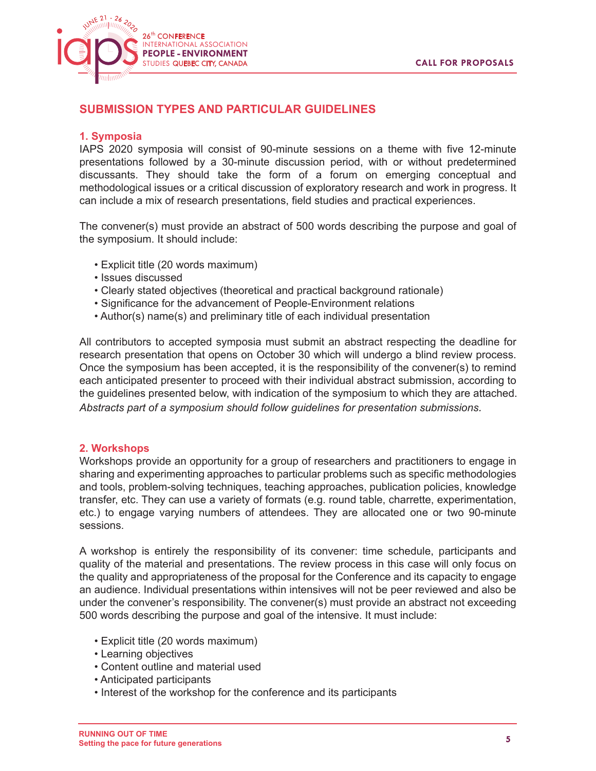## SUBMISSION TYPES AND PARTICULAR GUIDELINES

### 1. Symposia

IAPS 2020 symposia will consist of 90-minute sessions on a theme with five 12-minute presentations followed by a 30-minute discussion period, with or without predetermined discussants. They should take the form of a forum on emerging conceptual and methodological issues or a critical discussion of exploratory research and work in progress. It can include a mix of research presentations, field studies and practical experiences.

The convener(s) must provide an abstract of 500 words describing the purpose and goal of the symposium. It should include:

- Explicit title (20 words maximum)
- Issues discussed
- Clearly stated objectives (theoretical and practical background rationale)
- Significance for the advancement of People-Environment relations
- Author(s) name(s) and preliminary title of each individual presentation

All contributors to accepted symposia must submit an abstract respecting the deadline for research presentation that opens on October 30 which will undergo a blind review process. Once the symposium has been accepted, it is the responsibility of the convener(s) to remind each anticipated presenter to proceed with their individual abstract submission, according to the guidelines presented below, with indication of the symposium to which they are attached. *Abstracts part of a symposium should follow guidelines for presentation submissions.*

### 2. Workshops

Workshops provide an opportunity for a group of researchers and practitioners to engage in sharing and experimenting approaches to particular problems such as specific methodologies and tools, problem-solving techniques, teaching approaches, publication policies, knowledge transfer, etc. They can use a variety of formats (e.g. round table, charrette, experimentation, etc.) to engage varying numbers of attendees. They are allocated one or two 90-minute sessions.

A workshop is entirely the responsibility of its convener: time schedule, participants and quality of the material and presentations. The review process in this case will only focus on the quality and appropriateness of the proposal for the Conference and its capacity to engage an audience. Individual presentations within intensives will not be peer reviewed and also be under the convener's responsibility. The convener(s) must provide an abstract not exceeding 500 words describing the purpose and goal of the intensive. It must include:

- Explicit title (20 words maximum)
- Learning objectives
- Content outline and material used
- Anticipated participants
- Interest of the workshop for the conference and its participants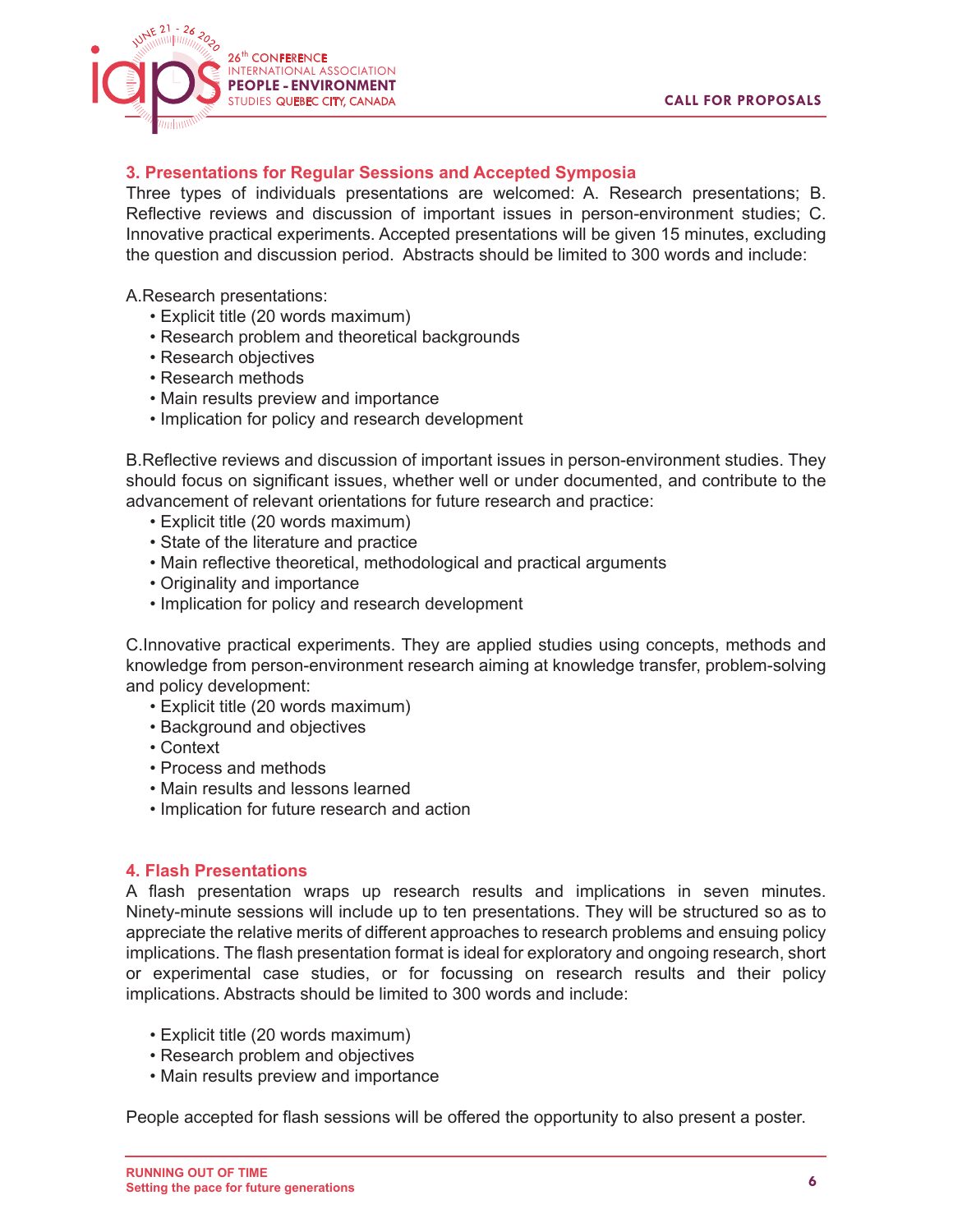### 3. Presentations for Regular Sessions and Accepted Symposia

Three types of individuals presentations are welcomed: A. Research presentations; B. Reflective reviews and discussion of important issues in person-environment studies; C. Innovative practical experiments. Accepted presentations will be given 15 minutes, excluding the question and discussion period. Abstracts should be limited to 300 words and include:

A.Research presentations:

- Explicit title (20 words maximum)
- Research problem and theoretical backgrounds
- Research objectives
- Research methods
- Main results preview and importance
- Implication for policy and research development

B.Reflective reviews and discussion of important issues in person-environment studies. They should focus on significant issues, whether well or under documented, and contribute to the advancement of relevant orientations for future research and practice:

- Explicit title (20 words maximum)
- State of the literature and practice
- Main reflective theoretical, methodological and practical arguments
- Originality and importance
- Implication for policy and research development

C.Innovative practical experiments. They are applied studies using concepts, methods and knowledge from person-environment research aiming at knowledge transfer, problem-solving and policy development:

- Explicit title (20 words maximum)
- Background and objectives
- Context
- Process and methods
- Main results and lessons learned
- Implication for future research and action

### 4. Flash Presentations

A flash presentation wraps up research results and implications in seven minutes. Ninety-minute sessions will include up to ten presentations. They will be structured so as to appreciate the relative merits of different approaches to research problems and ensuing policy implications. The flash presentation format is ideal for exploratory and ongoing research, short or experimental case studies, or for focussing on research results and their policy implications. Abstracts should be limited to 300 words and include:

- Explicit title (20 words maximum)
- Research problem and objectives
- Main results preview and importance

People accepted for flash sessions will be offered the opportunity to also present a poster.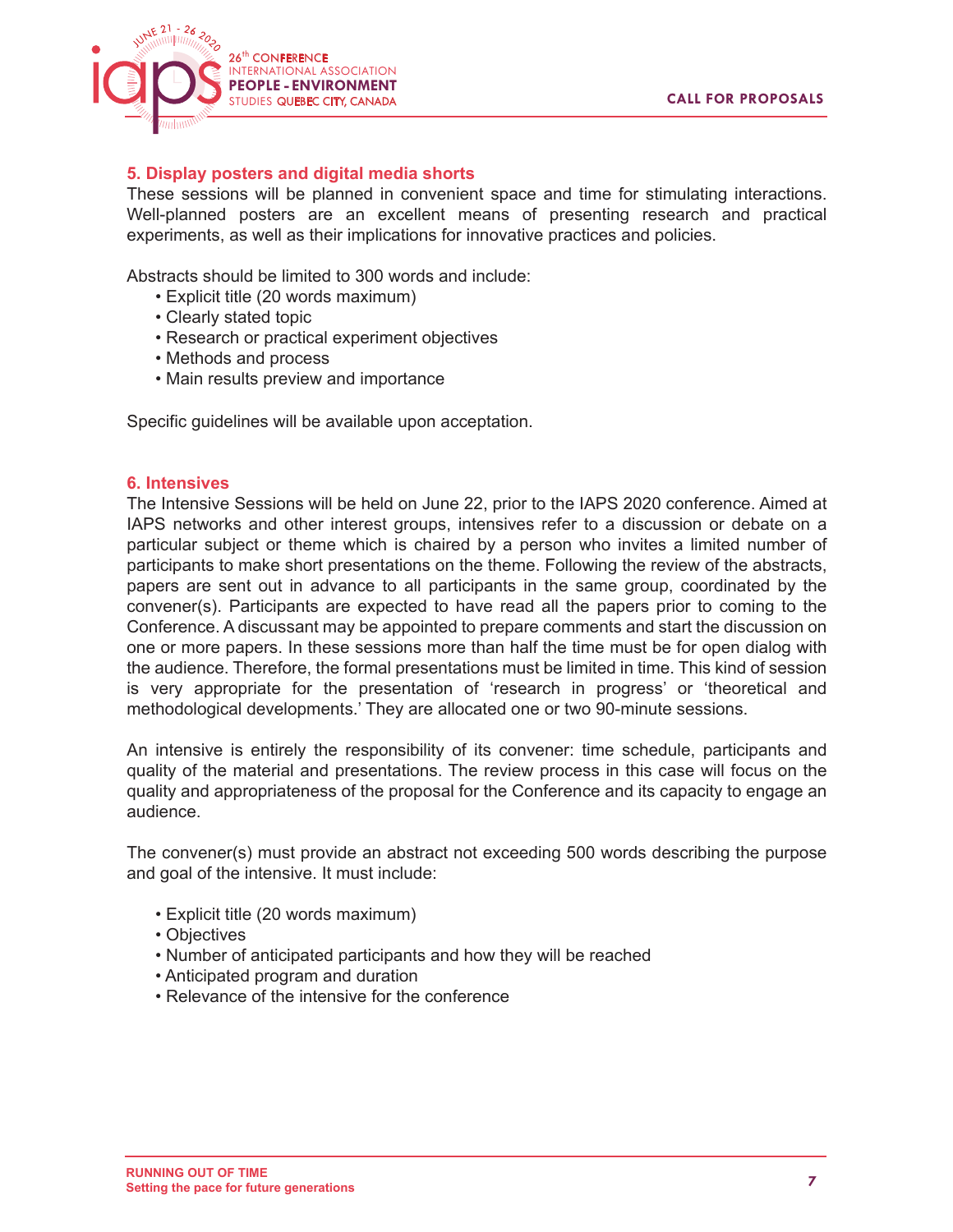## 5. Display posters and digital media shorts

These sessions will be planned in convenient space and time for stimulating interactions. Well-planned posters are an excellent means of presenting research and practical experiments, as well as their implications for innovative practices and policies.

Abstracts should be limited to 300 words and include:

- Explicit title (20 words maximum)
- Clearly stated topic
- Research or practical experiment objectives
- Methods and process
- Main results preview and importance

Specific guidelines will be available upon acceptation.

## 6. Intensives

The Intensive Sessions will be held on June 22, prior to the IAPS 2020 conference. Aimed at IAPS networks and other interest groups, intensives refer to a discussion or debate on a particular subject or theme which is chaired by a person who invites a limited number of participants to make short presentations on the theme. Following the review of the abstracts, papers are sent out in advance to all participants in the same group, coordinated by the convener(s). Participants are expected to have read all the papers prior to coming to the Conference. A discussant may be appointed to prepare comments and start the discussion on one or more papers. In these sessions more than half the time must be for open dialog with the audience. Therefore, the formal presentations must be limited in time. This kind of session is very appropriate for the presentation of 'research in progress' or 'theoretical and methodological developments.' They are allocated one or two 90-minute sessions.

An intensive is entirely the responsibility of its convener: time schedule, participants and quality of the material and presentations. The review process in this case will focus on the quality and appropriateness of the proposal for the Conference and its capacity to engage an audience.

The convener(s) must provide an abstract not exceeding 500 words describing the purpose and goal of the intensive. It must include:

- Explicit title (20 words maximum)
- Objectives
- Number of anticipated participants and how they will be reached
- Anticipated program and duration
- Relevance of the intensive for the conference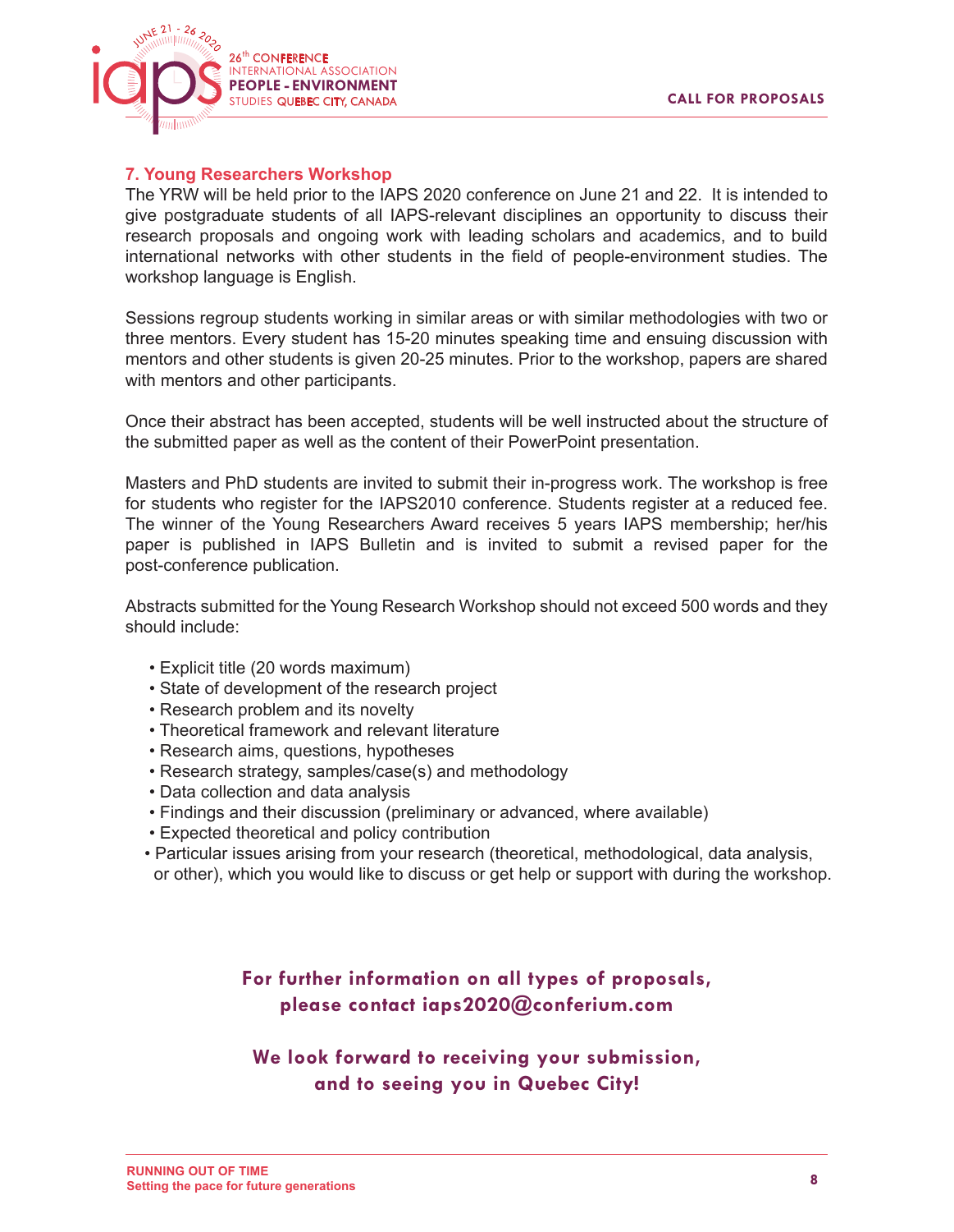### 7. Young Researchers Workshop

The YRW will be held prior to the IAPS 2020 conference on June 21 and 22. It is intended to give postgraduate students of all IAPS-relevant disciplines an opportunity to discuss their research proposals and ongoing work with leading scholars and academics, and to build international networks with other students in the field of people-environment studies. The workshop language is English.

Sessions regroup students working in similar areas or with similar methodologies with two or three mentors. Every student has 15-20 minutes speaking time and ensuing discussion with mentors and other students is given 20-25 minutes. Prior to the workshop, papers are shared with mentors and other participants.

Once their abstract has been accepted, students will be well instructed about the structure of the submitted paper as well as the content of their PowerPoint presentation.

Masters and PhD students are invited to submit their in-progress work. The workshop is free for students who register for the IAPS2010 conference. Students register at a reduced fee. The winner of the Young Researchers Award receives 5 years IAPS membership; her/his paper is published in IAPS Bulletin and is invited to submit a revised paper for the post-conference publication.

Abstracts submitted for the Young Research Workshop should not exceed 500 words and they should include:

- Explicit title (20 words maximum)
- State of development of the research project
- Research problem and its novelty
- Theoretical framework and relevant literature
- Research aims, questions, hypotheses
- Research strategy, samples/case(s) and methodology
- Data collection and data analysis
- Findings and their discussion (preliminary or advanced, where available)
- Expected theoretical and policy contribution
- Particular issues arising from your research (theoretical, methodological, data analysis, or other), which you would like to discuss or get help or support with during the workshop.

**For further information on all types of proposals, please contact iaps2020@conferium.com**

**We look forward to receiving your submission, and to seeing you in Quebec City!**